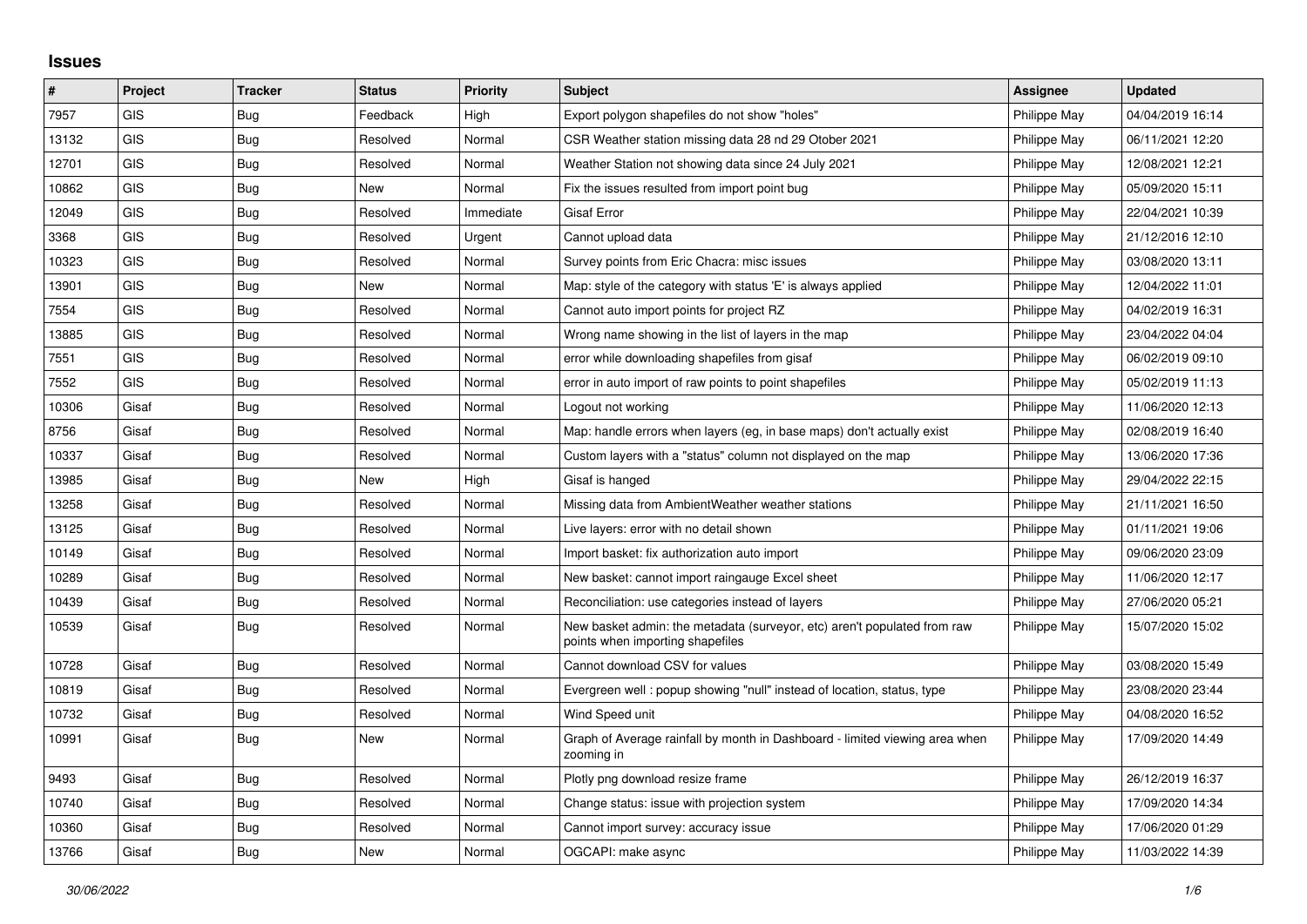# Issues

| # | Project | Tracker | Status | Priority | Subject | Assignee | Updated |
|---|---|---|---|---|---|---|---|
| 7957 | GIS | Bug | Feedback | High | Export polygon shapefiles do not show "holes" | Philippe May | 04/04/2019 16:14 |
| 13132 | GIS | Bug | Resolved | Normal | CSR Weather station missing data 28 nd 29 Otober 2021 | Philippe May | 06/11/2021 12:20 |
| 12701 | GIS | Bug | Resolved | Normal | Weather Station not showing data since 24 July 2021 | Philippe May | 12/08/2021 12:21 |
| 10862 | GIS | Bug | New | Normal | Fix the issues resulted from import point bug | Philippe May | 05/09/2020 15:11 |
| 12049 | GIS | Bug | Resolved | Immediate | Gisaf Error | Philippe May | 22/04/2021 10:39 |
| 3368 | GIS | Bug | Resolved | Urgent | Cannot upload data | Philippe May | 21/12/2016 12:10 |
| 10323 | GIS | Bug | Resolved | Normal | Survey points from Eric Chacra: misc issues | Philippe May | 03/08/2020 13:11 |
| 13901 | GIS | Bug | New | Normal | Map: style of the category with status 'E' is always applied | Philippe May | 12/04/2022 11:01 |
| 7554 | GIS | Bug | Resolved | Normal | Cannot auto import points for project RZ | Philippe May | 04/02/2019 16:31 |
| 13885 | GIS | Bug | Resolved | Normal | Wrong name showing in the list of layers in the map | Philippe May | 23/04/2022 04:04 |
| 7551 | GIS | Bug | Resolved | Normal | error while downloading shapefiles from gisaf | Philippe May | 06/02/2019 09:10 |
| 7552 | GIS | Bug | Resolved | Normal | error in auto import of raw points to point shapefiles | Philippe May | 05/02/2019 11:13 |
| 10306 | Gisaf | Bug | Resolved | Normal | Logout not working | Philippe May | 11/06/2020 12:13 |
| 8756 | Gisaf | Bug | Resolved | Normal | Map: handle errors when layers (eg, in base maps) don't actually exist | Philippe May | 02/08/2019 16:40 |
| 10337 | Gisaf | Bug | Resolved | Normal | Custom layers with a "status" column not displayed on the map | Philippe May | 13/06/2020 17:36 |
| 13985 | Gisaf | Bug | New | High | Gisaf is hanged | Philippe May | 29/04/2022 22:15 |
| 13258 | Gisaf | Bug | Resolved | Normal | Missing data from AmbientWeather weather stations | Philippe May | 21/11/2021 16:50 |
| 13125 | Gisaf | Bug | Resolved | Normal | Live layers: error with no detail shown | Philippe May | 01/11/2021 19:06 |
| 10149 | Gisaf | Bug | Resolved | Normal | Import basket: fix authorization auto import | Philippe May | 09/06/2020 23:09 |
| 10289 | Gisaf | Bug | Resolved | Normal | New basket: cannot import raingauge Excel sheet | Philippe May | 11/06/2020 12:17 |
| 10439 | Gisaf | Bug | Resolved | Normal | Reconciliation: use categories instead of layers | Philippe May | 27/06/2020 05:21 |
| 10539 | Gisaf | Bug | Resolved | Normal | New basket admin: the metadata (surveyor, etc) aren't populated from raw points when importing shapefiles | Philippe May | 15/07/2020 15:02 |
| 10728 | Gisaf | Bug | Resolved | Normal | Cannot download CSV for values | Philippe May | 03/08/2020 15:49 |
| 10819 | Gisaf | Bug | Resolved | Normal | Evergreen well : popup showing "null" instead of location, status, type | Philippe May | 23/08/2020 23:44 |
| 10732 | Gisaf | Bug | Resolved | Normal | Wind Speed unit | Philippe May | 04/08/2020 16:52 |
| 10991 | Gisaf | Bug | New | Normal | Graph of Average rainfall by month in Dashboard - limited viewing area when zooming in | Philippe May | 17/09/2020 14:49 |
| 9493 | Gisaf | Bug | Resolved | Normal | Plotly png download resize frame | Philippe May | 26/12/2019 16:37 |
| 10740 | Gisaf | Bug | Resolved | Normal | Change status: issue with projection system | Philippe May | 17/09/2020 14:34 |
| 10360 | Gisaf | Bug | Resolved | Normal | Cannot import survey: accuracy issue | Philippe May | 17/06/2020 01:29 |
| 13766 | Gisaf | Bug | New | Normal | OGCAPI: make async | Philippe May | 11/03/2022 14:39 |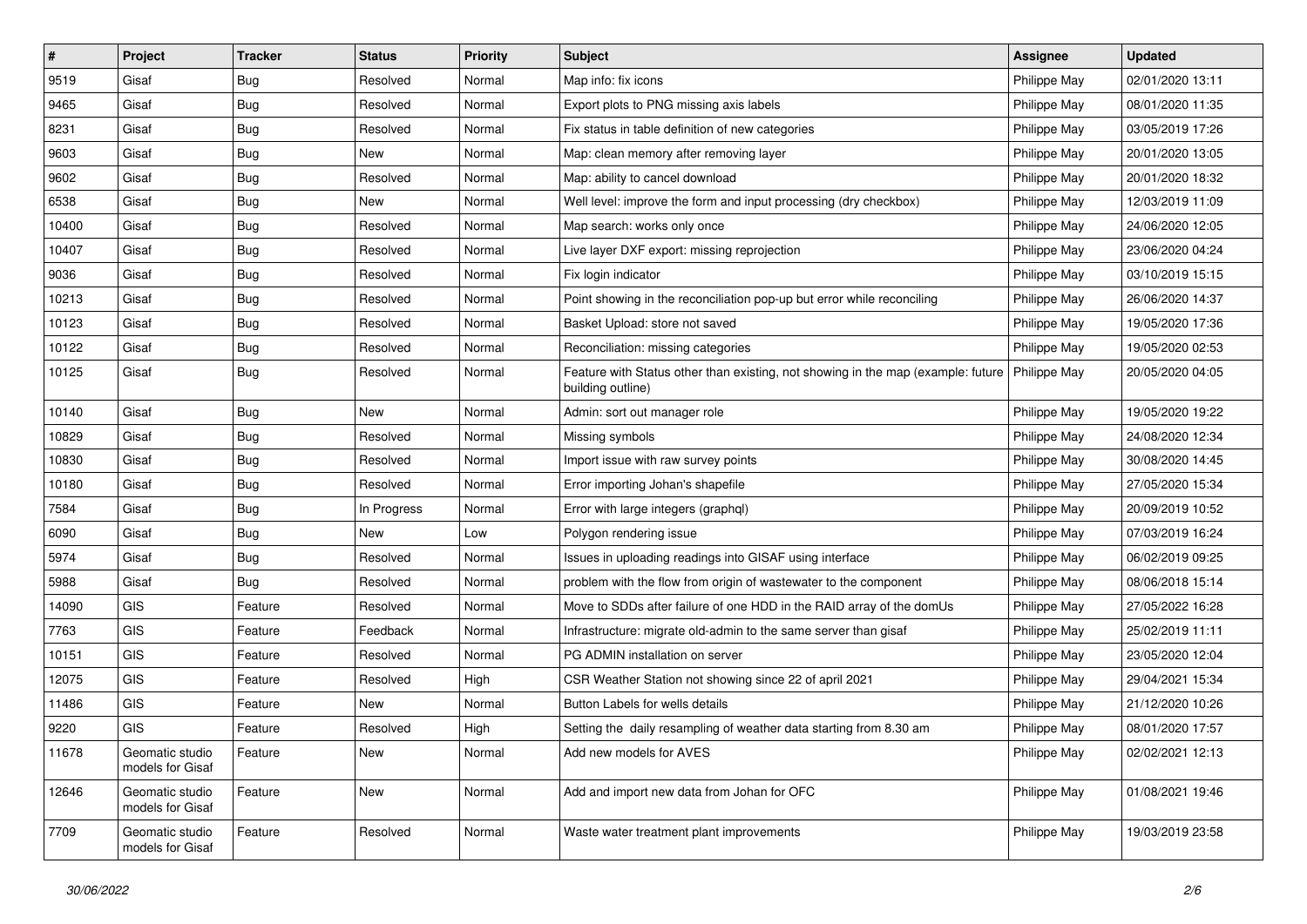| # | Project | Tracker | Status | Priority | Subject | Assignee | Updated |
|---|---|---|---|---|---|---|---|
| 9519 | Gisaf | Bug | Resolved | Normal | Map info: fix icons | Philippe May | 02/01/2020 13:11 |
| 9465 | Gisaf | Bug | Resolved | Normal | Export plots to PNG missing axis labels | Philippe May | 08/01/2020 11:35 |
| 8231 | Gisaf | Bug | Resolved | Normal | Fix status in table definition of new categories | Philippe May | 03/05/2019 17:26 |
| 9603 | Gisaf | Bug | New | Normal | Map: clean memory after removing layer | Philippe May | 20/01/2020 13:05 |
| 9602 | Gisaf | Bug | Resolved | Normal | Map: ability to cancel download | Philippe May | 20/01/2020 18:32 |
| 6538 | Gisaf | Bug | New | Normal | Well level: improve the form and input processing (dry checkbox) | Philippe May | 12/03/2019 11:09 |
| 10400 | Gisaf | Bug | Resolved | Normal | Map search: works only once | Philippe May | 24/06/2020 12:05 |
| 10407 | Gisaf | Bug | Resolved | Normal | Live layer DXF export: missing reprojection | Philippe May | 23/06/2020 04:24 |
| 9036 | Gisaf | Bug | Resolved | Normal | Fix login indicator | Philippe May | 03/10/2019 15:15 |
| 10213 | Gisaf | Bug | Resolved | Normal | Point showing in the reconciliation pop-up but error while reconciling | Philippe May | 26/06/2020 14:37 |
| 10123 | Gisaf | Bug | Resolved | Normal | Basket Upload: store not saved | Philippe May | 19/05/2020 17:36 |
| 10122 | Gisaf | Bug | Resolved | Normal | Reconciliation: missing categories | Philippe May | 19/05/2020 02:53 |
| 10125 | Gisaf | Bug | Resolved | Normal | Feature with Status other than existing, not showing in the map (example: future building outline) | Philippe May | 20/05/2020 04:05 |
| 10140 | Gisaf | Bug | New | Normal | Admin: sort out manager role | Philippe May | 19/05/2020 19:22 |
| 10829 | Gisaf | Bug | Resolved | Normal | Missing symbols | Philippe May | 24/08/2020 12:34 |
| 10830 | Gisaf | Bug | Resolved | Normal | Import issue with raw survey points | Philippe May | 30/08/2020 14:45 |
| 10180 | Gisaf | Bug | Resolved | Normal | Error importing Johan's shapefile | Philippe May | 27/05/2020 15:34 |
| 7584 | Gisaf | Bug | In Progress | Normal | Error with large integers (graphql) | Philippe May | 20/09/2019 10:52 |
| 6090 | Gisaf | Bug | New | Low | Polygon rendering issue | Philippe May | 07/03/2019 16:24 |
| 5974 | Gisaf | Bug | Resolved | Normal | Issues in uploading readings into GISAF using interface | Philippe May | 06/02/2019 09:25 |
| 5988 | Gisaf | Bug | Resolved | Normal | problem with the flow from origin of wastewater to the component | Philippe May | 08/06/2018 15:14 |
| 14090 | GIS | Feature | Resolved | Normal | Move to SDDs after failure of one HDD in the RAID array of the domUs | Philippe May | 27/05/2022 16:28 |
| 7763 | GIS | Feature | Feedback | Normal | Infrastructure: migrate old-admin to the same server than gisaf | Philippe May | 25/02/2019 11:11 |
| 10151 | GIS | Feature | Resolved | Normal | PG ADMIN installation on server | Philippe May | 23/05/2020 12:04 |
| 12075 | GIS | Feature | Resolved | High | CSR Weather Station not showing since 22 of april 2021 | Philippe May | 29/04/2021 15:34 |
| 11486 | GIS | Feature | New | Normal | Button Labels for wells details | Philippe May | 21/12/2020 10:26 |
| 9220 | GIS | Feature | Resolved | High | Setting the daily resampling of weather data starting from 8.30 am | Philippe May | 08/01/2020 17:57 |
| 11678 | Geomatic studio models for Gisaf | Feature | New | Normal | Add new models for AVES | Philippe May | 02/02/2021 12:13 |
| 12646 | Geomatic studio models for Gisaf | Feature | New | Normal | Add and import new data from Johan for OFC | Philippe May | 01/08/2021 19:46 |
| 7709 | Geomatic studio models for Gisaf | Feature | Resolved | Normal | Waste water treatment plant improvements | Philippe May | 19/03/2019 23:58 |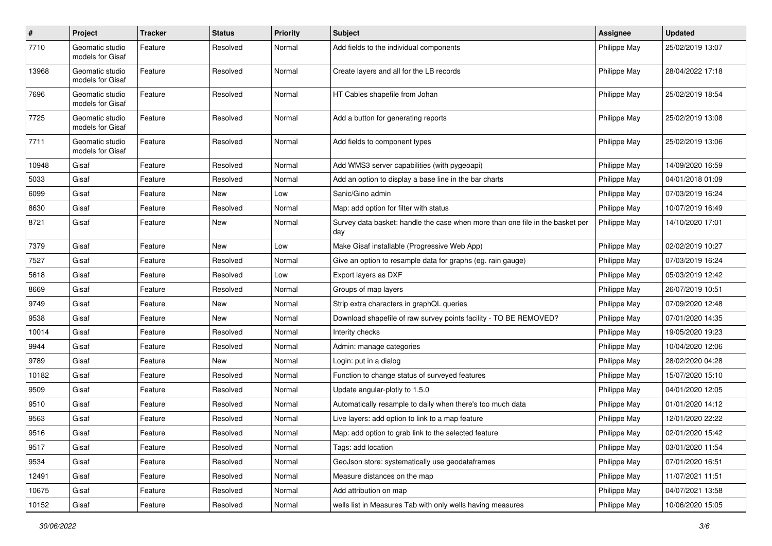| # | Project | Tracker | Status | Priority | Subject | Assignee | Updated |
|---|---|---|---|---|---|---|---|
| 7710 | Geomatic studio models for Gisaf | Feature | Resolved | Normal | Add fields to the individual components | Philippe May | 25/02/2019 13:07 |
| 13968 | Geomatic studio models for Gisaf | Feature | Resolved | Normal | Create layers and all for the LB records | Philippe May | 28/04/2022 17:18 |
| 7696 | Geomatic studio models for Gisaf | Feature | Resolved | Normal | HT Cables shapefile from Johan | Philippe May | 25/02/2019 18:54 |
| 7725 | Geomatic studio models for Gisaf | Feature | Resolved | Normal | Add a button for generating reports | Philippe May | 25/02/2019 13:08 |
| 7711 | Geomatic studio models for Gisaf | Feature | Resolved | Normal | Add fields to component types | Philippe May | 25/02/2019 13:06 |
| 10948 | Gisaf | Feature | Resolved | Normal | Add WMS3 server capabilities (with pygeoapi) | Philippe May | 14/09/2020 16:59 |
| 5033 | Gisaf | Feature | Resolved | Normal | Add an option to display a base line in the bar charts | Philippe May | 04/01/2018 01:09 |
| 6099 | Gisaf | Feature | New | Low | Sanic/Gino admin | Philippe May | 07/03/2019 16:24 |
| 8630 | Gisaf | Feature | Resolved | Normal | Map: add option for filter with status | Philippe May | 10/07/2019 16:49 |
| 8721 | Gisaf | Feature | New | Normal | Survey data basket: handle the case when more than one file in the basket per day | Philippe May | 14/10/2020 17:01 |
| 7379 | Gisaf | Feature | New | Low | Make Gisaf installable (Progressive Web App) | Philippe May | 02/02/2019 10:27 |
| 7527 | Gisaf | Feature | Resolved | Normal | Give an option to resample data for graphs (eg. rain gauge) | Philippe May | 07/03/2019 16:24 |
| 5618 | Gisaf | Feature | Resolved | Low | Export layers as DXF | Philippe May | 05/03/2019 12:42 |
| 8669 | Gisaf | Feature | Resolved | Normal | Groups of map layers | Philippe May | 26/07/2019 10:51 |
| 9749 | Gisaf | Feature | New | Normal | Strip extra characters in graphQL queries | Philippe May | 07/09/2020 12:48 |
| 9538 | Gisaf | Feature | New | Normal | Download shapefile of raw survey points facility - TO BE REMOVED? | Philippe May | 07/01/2020 14:35 |
| 10014 | Gisaf | Feature | Resolved | Normal | Interity checks | Philippe May | 19/05/2020 19:23 |
| 9944 | Gisaf | Feature | Resolved | Normal | Admin: manage categories | Philippe May | 10/04/2020 12:06 |
| 9789 | Gisaf | Feature | New | Normal | Login: put in a dialog | Philippe May | 28/02/2020 04:28 |
| 10182 | Gisaf | Feature | Resolved | Normal | Function to change status of surveyed features | Philippe May | 15/07/2020 15:10 |
| 9509 | Gisaf | Feature | Resolved | Normal | Update angular-plotly to 1.5.0 | Philippe May | 04/01/2020 12:05 |
| 9510 | Gisaf | Feature | Resolved | Normal | Automatically resample to daily when there's too much data | Philippe May | 01/01/2020 14:12 |
| 9563 | Gisaf | Feature | Resolved | Normal | Live layers: add option to link to a map feature | Philippe May | 12/01/2020 22:22 |
| 9516 | Gisaf | Feature | Resolved | Normal | Map: add option to grab link to the selected feature | Philippe May | 02/01/2020 15:42 |
| 9517 | Gisaf | Feature | Resolved | Normal | Tags: add location | Philippe May | 03/01/2020 11:54 |
| 9534 | Gisaf | Feature | Resolved | Normal | GeoJson store: systematically use geodataframes | Philippe May | 07/01/2020 16:51 |
| 12491 | Gisaf | Feature | Resolved | Normal | Measure distances on the map | Philippe May | 11/07/2021 11:51 |
| 10675 | Gisaf | Feature | Resolved | Normal | Add attribution on map | Philippe May | 04/07/2021 13:58 |
| 10152 | Gisaf | Feature | Resolved | Normal | wells list in Measures Tab with only wells having measures | Philippe May | 10/06/2020 15:05 |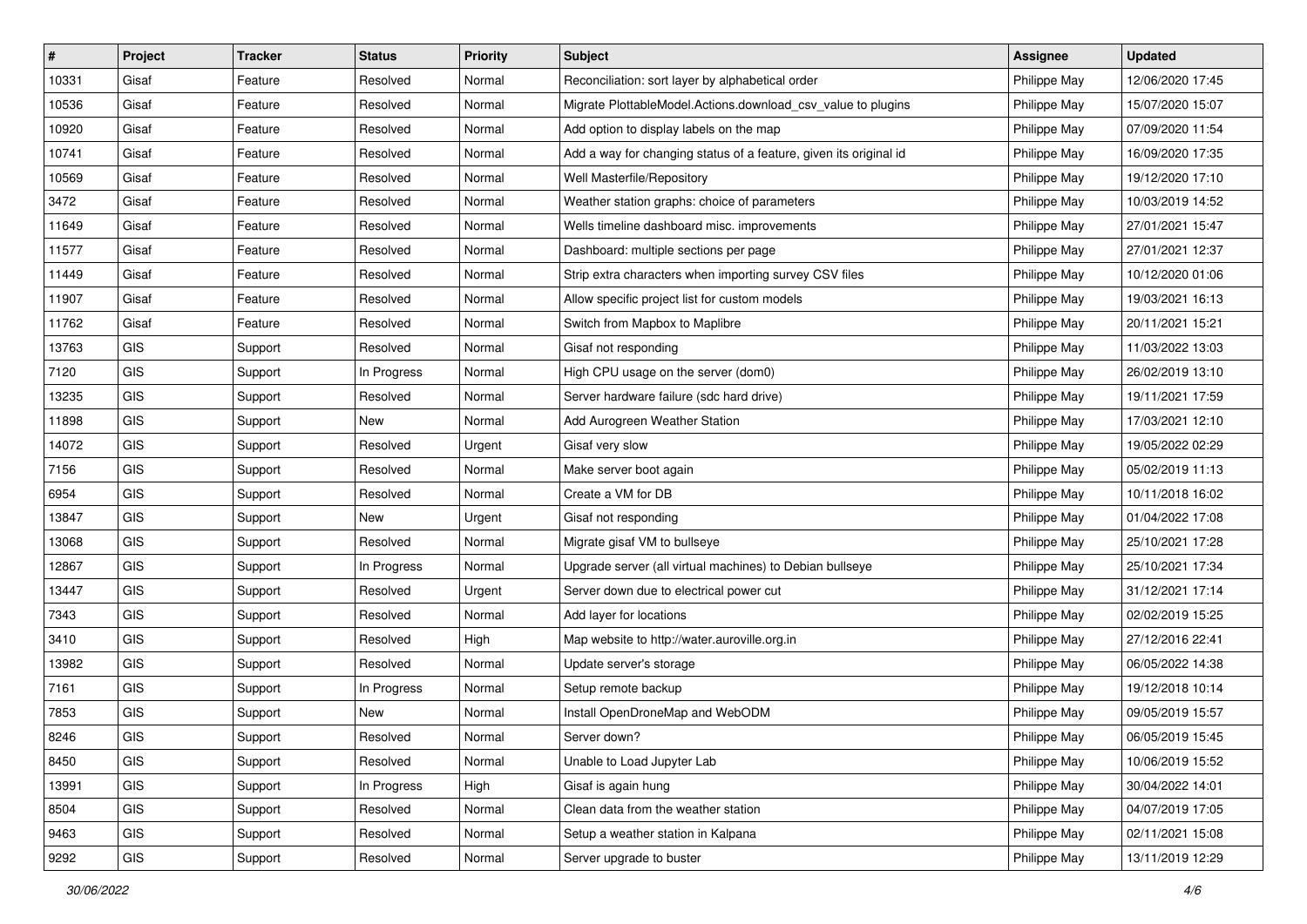| # | Project | Tracker | Status | Priority | Subject | Assignee | Updated |
|---|---|---|---|---|---|---|---|
| 10331 | Gisaf | Feature | Resolved | Normal | Reconciliation: sort layer by alphabetical order | Philippe May | 12/06/2020 17:45 |
| 10536 | Gisaf | Feature | Resolved | Normal | Migrate PlottableModel.Actions.download_csv_value to plugins | Philippe May | 15/07/2020 15:07 |
| 10920 | Gisaf | Feature | Resolved | Normal | Add option to display labels on the map | Philippe May | 07/09/2020 11:54 |
| 10741 | Gisaf | Feature | Resolved | Normal | Add a way for changing status of a feature, given its original id | Philippe May | 16/09/2020 17:35 |
| 10569 | Gisaf | Feature | Resolved | Normal | Well Masterfile/Repository | Philippe May | 19/12/2020 17:10 |
| 3472 | Gisaf | Feature | Resolved | Normal | Weather station graphs: choice of parameters | Philippe May | 10/03/2019 14:52 |
| 11649 | Gisaf | Feature | Resolved | Normal | Wells timeline dashboard misc. improvements | Philippe May | 27/01/2021 15:47 |
| 11577 | Gisaf | Feature | Resolved | Normal | Dashboard: multiple sections per page | Philippe May | 27/01/2021 12:37 |
| 11449 | Gisaf | Feature | Resolved | Normal | Strip extra characters when importing survey CSV files | Philippe May | 10/12/2020 01:06 |
| 11907 | Gisaf | Feature | Resolved | Normal | Allow specific project list for custom models | Philippe May | 19/03/2021 16:13 |
| 11762 | Gisaf | Feature | Resolved | Normal | Switch from Mapbox to Maplibre | Philippe May | 20/11/2021 15:21 |
| 13763 | GIS | Support | Resolved | Normal | Gisaf not responding | Philippe May | 11/03/2022 13:03 |
| 7120 | GIS | Support | In Progress | Normal | High CPU usage on the server (dom0) | Philippe May | 26/02/2019 13:10 |
| 13235 | GIS | Support | Resolved | Normal | Server hardware failure (sdc hard drive) | Philippe May | 19/11/2021 17:59 |
| 11898 | GIS | Support | New | Normal | Add Aurogreen Weather Station | Philippe May | 17/03/2021 12:10 |
| 14072 | GIS | Support | Resolved | Urgent | Gisaf very slow | Philippe May | 19/05/2022 02:29 |
| 7156 | GIS | Support | Resolved | Normal | Make server boot again | Philippe May | 05/02/2019 11:13 |
| 6954 | GIS | Support | Resolved | Normal | Create a VM for DB | Philippe May | 10/11/2018 16:02 |
| 13847 | GIS | Support | New | Urgent | Gisaf not responding | Philippe May | 01/04/2022 17:08 |
| 13068 | GIS | Support | Resolved | Normal | Migrate gisaf VM to bullseye | Philippe May | 25/10/2021 17:28 |
| 12867 | GIS | Support | In Progress | Normal | Upgrade server (all virtual machines) to Debian bullseye | Philippe May | 25/10/2021 17:34 |
| 13447 | GIS | Support | Resolved | Urgent | Server down due to electrical power cut | Philippe May | 31/12/2021 17:14 |
| 7343 | GIS | Support | Resolved | Normal | Add layer for locations | Philippe May | 02/02/2019 15:25 |
| 3410 | GIS | Support | Resolved | High | Map website to http://water.auroville.org.in | Philippe May | 27/12/2016 22:41 |
| 13982 | GIS | Support | Resolved | Normal | Update server's storage | Philippe May | 06/05/2022 14:38 |
| 7161 | GIS | Support | In Progress | Normal | Setup remote backup | Philippe May | 19/12/2018 10:14 |
| 7853 | GIS | Support | New | Normal | Install OpenDroneMap and WebODM | Philippe May | 09/05/2019 15:57 |
| 8246 | GIS | Support | Resolved | Normal | Server down? | Philippe May | 06/05/2019 15:45 |
| 8450 | GIS | Support | Resolved | Normal | Unable to Load Jupyter Lab | Philippe May | 10/06/2019 15:52 |
| 13991 | GIS | Support | In Progress | High | Gisaf is again hung | Philippe May | 30/04/2022 14:01 |
| 8504 | GIS | Support | Resolved | Normal | Clean data from the weather station | Philippe May | 04/07/2019 17:05 |
| 9463 | GIS | Support | Resolved | Normal | Setup a weather station in Kalpana | Philippe May | 02/11/2021 15:08 |
| 9292 | GIS | Support | Resolved | Normal | Server upgrade to buster | Philippe May | 13/11/2019 12:29 |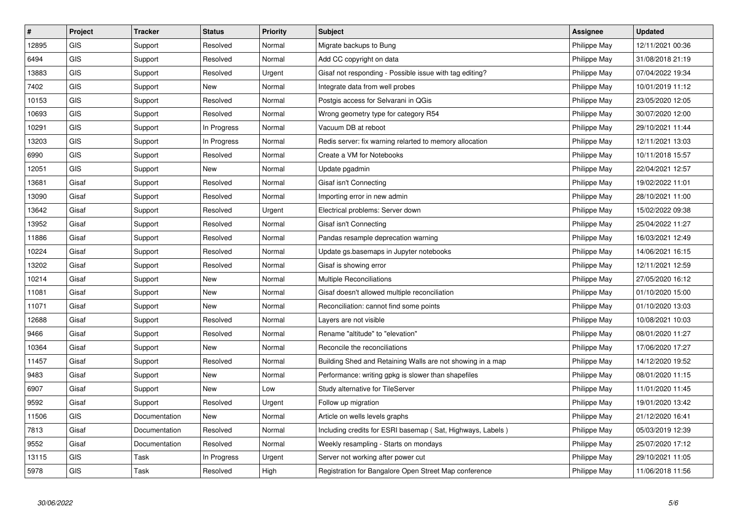| # | Project | Tracker | Status | Priority | Subject | Assignee | Updated |
|---|---|---|---|---|---|---|---|
| 12895 | GIS | Support | Resolved | Normal | Migrate backups to Bung | Philippe May | 12/11/2021 00:36 |
| 6494 | GIS | Support | Resolved | Normal | Add CC copyright on data | Philippe May | 31/08/2018 21:19 |
| 13883 | GIS | Support | Resolved | Urgent | Gisaf not responding - Possible issue with tag editing? | Philippe May | 07/04/2022 19:34 |
| 7402 | GIS | Support | New | Normal | Integrate data from well probes | Philippe May | 10/01/2019 11:12 |
| 10153 | GIS | Support | Resolved | Normal | Postgis access for Selvarani in QGis | Philippe May | 23/05/2020 12:05 |
| 10693 | GIS | Support | Resolved | Normal | Wrong geometry type for category R54 | Philippe May | 30/07/2020 12:00 |
| 10291 | GIS | Support | In Progress | Normal | Vacuum DB at reboot | Philippe May | 29/10/2021 11:44 |
| 13203 | GIS | Support | In Progress | Normal | Redis server: fix warning relarted to memory allocation | Philippe May | 12/11/2021 13:03 |
| 6990 | GIS | Support | Resolved | Normal | Create a VM for Notebooks | Philippe May | 10/11/2018 15:57 |
| 12051 | GIS | Support | New | Normal | Update pgadmin | Philippe May | 22/04/2021 12:57 |
| 13681 | Gisaf | Support | Resolved | Normal | Gisaf isn't Connecting | Philippe May | 19/02/2022 11:01 |
| 13090 | Gisaf | Support | Resolved | Normal | Importing error in new admin | Philippe May | 28/10/2021 11:00 |
| 13642 | Gisaf | Support | Resolved | Urgent | Electrical problems: Server down | Philippe May | 15/02/2022 09:38 |
| 13952 | Gisaf | Support | Resolved | Normal | Gisaf isn't Connecting | Philippe May | 25/04/2022 11:27 |
| 11886 | Gisaf | Support | Resolved | Normal | Pandas resample deprecation warning | Philippe May | 16/03/2021 12:49 |
| 10224 | Gisaf | Support | Resolved | Normal | Update gs.basemaps in Jupyter notebooks | Philippe May | 14/06/2021 16:15 |
| 13202 | Gisaf | Support | Resolved | Normal | Gisaf is showing error | Philippe May | 12/11/2021 12:59 |
| 10214 | Gisaf | Support | New | Normal | Multiple Reconciliations | Philippe May | 27/05/2020 16:12 |
| 11081 | Gisaf | Support | New | Normal | Gisaf doesn't allowed multiple reconciliation | Philippe May | 01/10/2020 15:00 |
| 11071 | Gisaf | Support | New | Normal | Reconciliation: cannot find some points | Philippe May | 01/10/2020 13:03 |
| 12688 | Gisaf | Support | Resolved | Normal | Layers are not visible | Philippe May | 10/08/2021 10:03 |
| 9466 | Gisaf | Support | Resolved | Normal | Rename "altitude" to "elevation" | Philippe May | 08/01/2020 11:27 |
| 10364 | Gisaf | Support | New | Normal | Reconcile the reconciliations | Philippe May | 17/06/2020 17:27 |
| 11457 | Gisaf | Support | Resolved | Normal | Building Shed and Retaining Walls are not showing in a map | Philippe May | 14/12/2020 19:52 |
| 9483 | Gisaf | Support | New | Normal | Performance: writing gpkg is slower than shapefiles | Philippe May | 08/01/2020 11:15 |
| 6907 | Gisaf | Support | New | Low | Study alternative for TileServer | Philippe May | 11/01/2020 11:45 |
| 9592 | Gisaf | Support | Resolved | Urgent | Follow up migration | Philippe May | 19/01/2020 13:42 |
| 11506 | GIS | Documentation | New | Normal | Article on wells levels graphs | Philippe May | 21/12/2020 16:41 |
| 7813 | Gisaf | Documentation | Resolved | Normal | Including credits for ESRI basemap ( Sat, Highways, Labels ) | Philippe May | 05/03/2019 12:39 |
| 9552 | Gisaf | Documentation | Resolved | Normal | Weekly resampling - Starts on mondays | Philippe May | 25/07/2020 17:12 |
| 13115 | GIS | Task | In Progress | Urgent | Server not working after power cut | Philippe May | 29/10/2021 11:05 |
| 5978 | GIS | Task | Resolved | High | Registration for Bangalore Open Street Map conference | Philippe May | 11/06/2018 11:56 |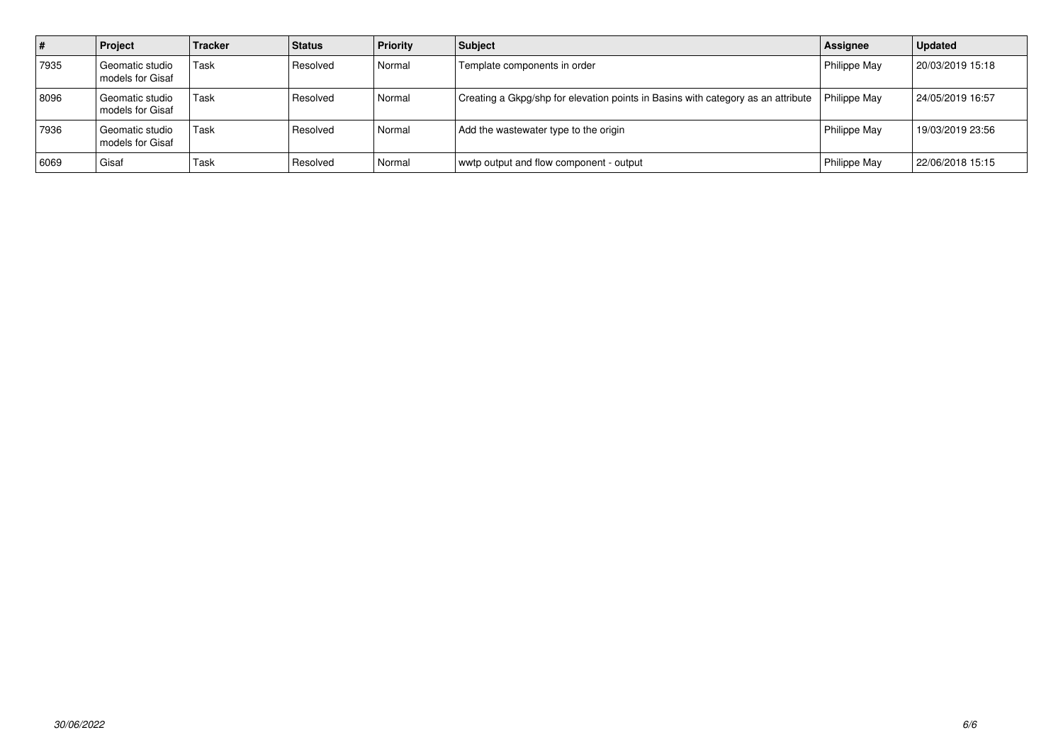| # | Project | Tracker | Status | Priority | Subject | Assignee | Updated |
| --- | --- | --- | --- | --- | --- | --- | --- |
| 7935 | Geomatic studio models for Gisaf | Task | Resolved | Normal | Template components in order | Philippe May | 20/03/2019 15:18 |
| 8096 | Geomatic studio models for Gisaf | Task | Resolved | Normal | Creating a Gkpg/shp for elevation points in Basins with category as an attribute | Philippe May | 24/05/2019 16:57 |
| 7936 | Geomatic studio models for Gisaf | Task | Resolved | Normal | Add the wastewater type to the origin | Philippe May | 19/03/2019 23:56 |
| 6069 | Gisaf | Task | Resolved | Normal | wwtp output and flow component - output | Philippe May | 22/06/2018 15:15 |